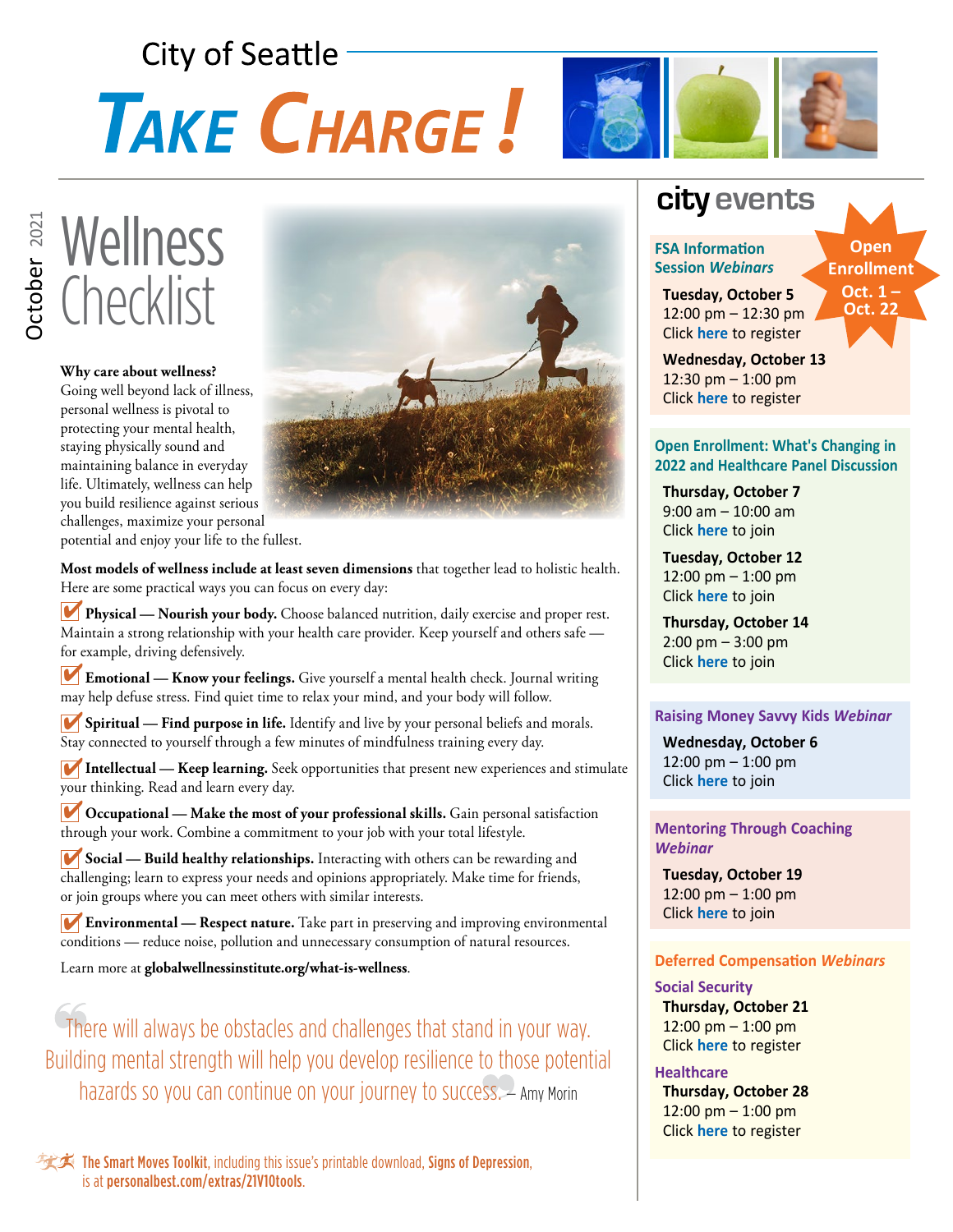City of Seattle

# TAKE CHARGE!

October 2021

## Wellness Checklist

**Why care about wellness?**
Going well beyond lack of illness, personal wellness is pivotal to protecting your mental health, staying physically sound and maintaining balance in everyday life. Ultimately, wellness can help you build resilience against serious challenges, maximize your personal potential and enjoy your life to the fullest.

**Most models of wellness include at least seven dimensions** that together lead to holistic health. Here are some practical ways you can focus on every day:

- ✔ **Physical — Nourish your body.** Choose balanced nutrition, daily exercise and proper rest. Maintain a strong relationship with your health care provider. Keep yourself and others safe — for example, driving defensively.
- ✔ **Emotional — Know your feelings.** Give yourself a mental health check. Journal writing may help defuse stress. Find quiet time to relax your mind, and your body will follow.
- ✔ **Spiritual — Find purpose in life.** Identify and live by your personal beliefs and morals. Stay connected to yourself through a few minutes of mindfulness training every day.
- ✔ **Intellectual — Keep learning.** Seek opportunities that present new experiences and stimulate your thinking. Read and learn every day.
- ✔ **Occupational — Make the most of your professional skills.** Gain personal satisfaction through your work. Combine a commitment to your job with your total lifestyle.
- ✔ **Social — Build healthy relationships.** Interacting with others can be rewarding and challenging; learn to express your needs and opinions appropriately. Make time for friends, or join groups where you can meet others with similar interests.
- ✔ **Environmental — Respect nature.** Take part in preserving and improving environmental conditions — reduce noise, pollution and unnecessary consumption of natural resources.

Learn more at **globalwellnessinstitute.org/what-is-wellness**.

> "There will always be obstacles and challenges that stand in your way. Building mental strength will help you develop resilience to those potential hazards so you can continue on your journey to success." — Amy Morin

**The Smart Moves Toolkit**, including this issue's printable download, **Signs of Depression**, is at **personalbest.com/extras/21V10tools**.

## city events

**Open Enrollment Oct. 1 – Oct. 22**

### FSA Information Session *Webinars*

**Tuesday, October 5**
12:00 pm – 12:30 pm
Click here to register

**Wednesday, October 13**
12:30 pm – 1:00 pm
Click here to register

### Open Enrollment: What's Changing in 2022 and Healthcare Panel Discussion

**Thursday, October 7**
9:00 am – 10:00 am
Click here to join

**Tuesday, October 12**
12:00 pm – 1:00 pm
Click here to join

**Thursday, October 14**
2:00 pm – 3:00 pm
Click here to join

### Raising Money Savvy Kids *Webinar*

**Wednesday, October 6**
12:00 pm – 1:00 pm
Click here to join

### Mentoring Through Coaching *Webinar*

**Tuesday, October 19**
12:00 pm – 1:00 pm
Click here to join

### Deferred Compensation *Webinars*

**Social Security**
**Thursday, October 21**
12:00 pm – 1:00 pm
Click here to register

**Healthcare**
**Thursday, October 28**
12:00 pm – 1:00 pm
Click here to register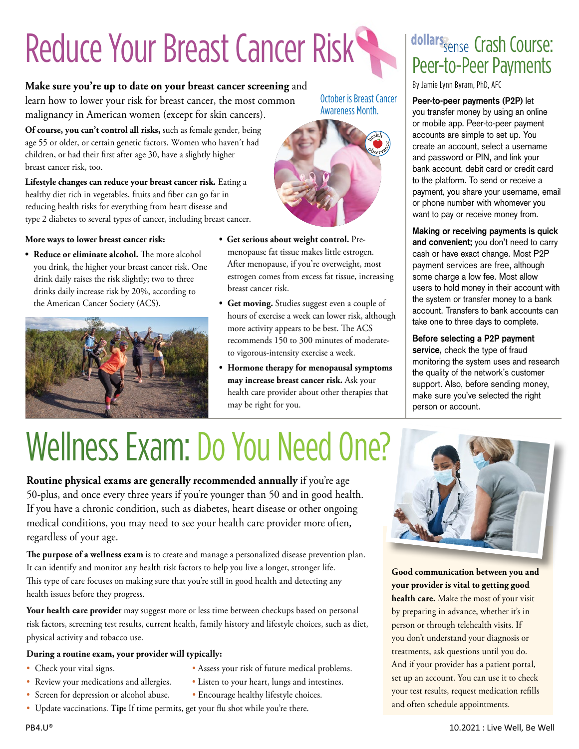# Reduce Your Breast Cancer Risk

October is Breast Cancer Awareness Month.

**Make sure you're up to date on your breast cancer screening** and learn how to lower your risk for breast cancer, the most common malignancy in American women (except for skin cancers).

**Of course, you can't control all risks,** such as female gender, being age 55 or older, or certain genetic factors. Women who haven't had children, or had their first after age 30, have a slightly higher breast cancer risk, too.

**Lifestyle changes can reduce your breast cancer risk.** Eating a healthy diet rich in vegetables, fruits and fiber can go far in reducing health risks for everything from heart disease and type 2 diabetes to several types of cancer, including breast cancer.

**More ways to lower breast cancer risk:**

- **Reduce or eliminate alcohol.** The more alcohol you drink, the higher your breast cancer risk. One drink daily raises the risk slightly; two to three drinks daily increase risk by 20%, according to the American Cancer Society (ACS).
- **Get serious about weight control.** Pre-menopause fat tissue makes little estrogen. After menopause, if you're overweight, most estrogen comes from excess fat tissue, increasing breast cancer risk.
- **Get moving.** Studies suggest even a couple of hours of exercise a week can lower risk, although more activity appears to be best. The ACS recommends 150 to 300 minutes of moderate- to vigorous-intensity exercise a week.
- **Hormone therapy for menopausal symptoms may increase breast cancer risk.** Ask your health care provider about other therapies that may be right for you.

## dollars&sense Crash Course: Peer-to-Peer Payments

By Jamie Lynn Byram, PhD, AFC

**Peer-to-peer payments (P2P)** let you transfer money by using an online or mobile app. Peer-to-peer payment accounts are simple to set up. You create an account, select a username and password or PIN, and link your bank account, debit card or credit card to the platform. To send or receive a payment, you share your username, email or phone number with whomever you want to pay or receive money from.

**Making or receiving payments is quick and convenient;** you don't need to carry cash or have exact change. Most P2P payment services are free, although some charge a low fee. Most allow users to hold money in their account with the system or transfer money to a bank account. Transfers to bank accounts can take one to three days to complete.

**Before selecting a P2P payment service,** check the type of fraud monitoring the system uses and research the quality of the network's customer support. Also, before sending money, make sure you've selected the right person or account.

# Wellness Exam: Do You Need One?

**Routine physical exams are generally recommended annually** if you're age 50-plus, and once every three years if you're younger than 50 and in good health. If you have a chronic condition, such as diabetes, heart disease or other ongoing medical conditions, you may need to see your health care provider more often, regardless of your age.

**The purpose of a wellness exam** is to create and manage a personalized disease prevention plan. It can identify and monitor any health risk factors to help you live a longer, stronger life. This type of care focuses on making sure that you're still in good health and detecting any health issues before they progress.

**Your health care provider** may suggest more or less time between checkups based on personal risk factors, screening test results, current health, family history and lifestyle choices, such as diet, physical activity and tobacco use.

**During a routine exam, your provider will typically:**

- Check your vital signs.
- Review your medications and allergies.
- Screen for depression or alcohol abuse.
- Assess your risk of future medical problems.
- Listen to your heart, lungs and intestines.
- Encourage healthy lifestyle choices.
- Update vaccinations. **Tip:** If time permits, get your flu shot while you're there.

**Good communication between you and your provider is vital to getting good health care.** Make the most of your visit by preparing in advance, whether it's in person or through telehealth visits. If you don't understand your diagnosis or treatments, ask questions until you do. And if your provider has a patient portal, set up an account. You can use it to check your test results, request medication refills and often schedule appointments.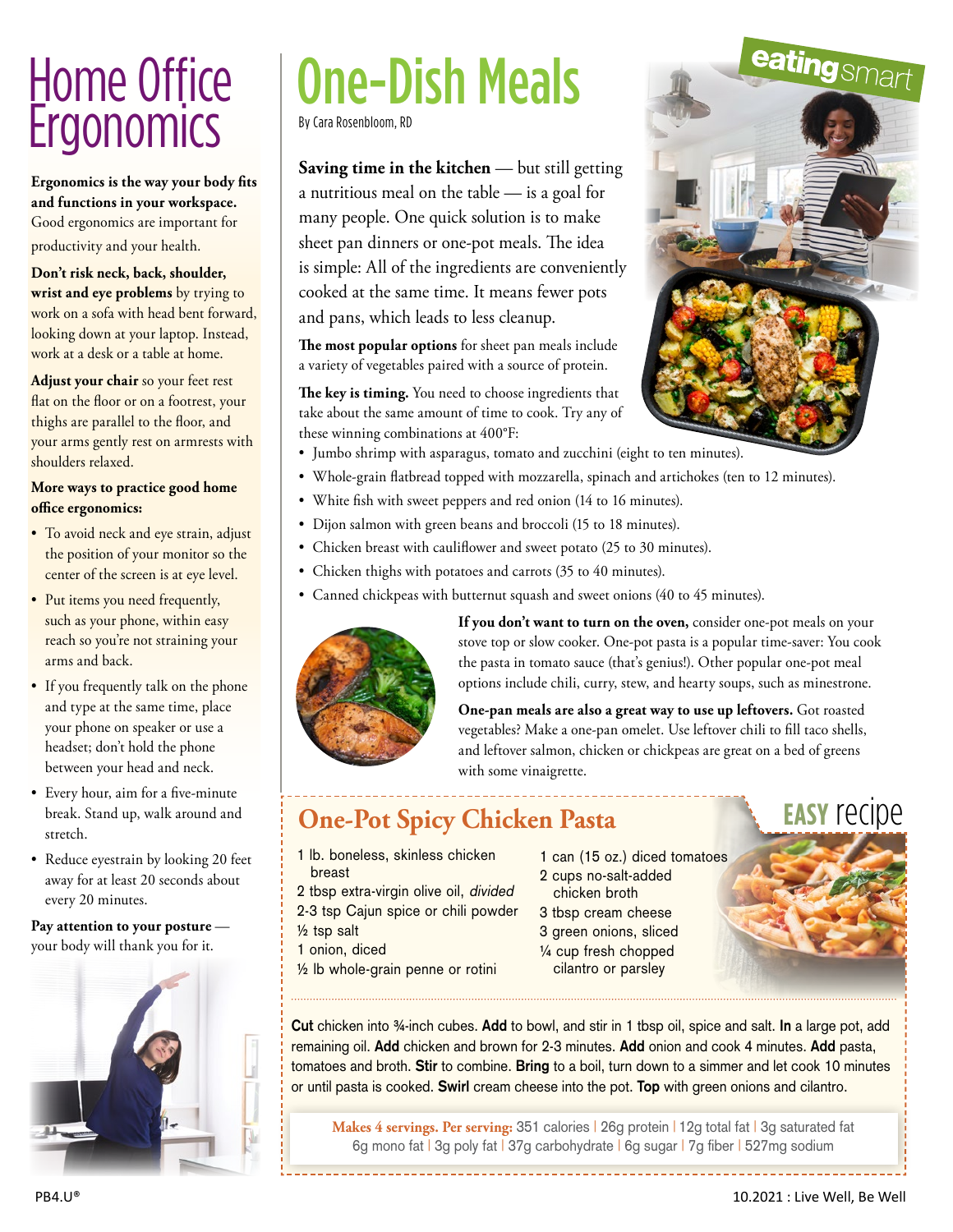# Home Office Ergonomics

**Ergonomics is the way your body fits and functions in your workspace.** Good ergonomics are important for productivity and your health.

**Don't risk neck, back, shoulder, wrist and eye problems** by trying to work on a sofa with head bent forward, looking down at your laptop. Instead, work at a desk or a table at home.

**Adjust your chair** so your feet rest flat on the floor or on a footrest, your thighs are parallel to the floor, and your arms gently rest on armrests with shoulders relaxed.

**More ways to practice good home office ergonomics:**

- To avoid neck and eye strain, adjust the position of your monitor so the center of the screen is at eye level.
- Put items you need frequently, such as your phone, within easy reach so you're not straining your arms and back.
- If you frequently talk on the phone and type at the same time, place your phone on speaker or use a headset; don't hold the phone between your head and neck.
- Every hour, aim for a five-minute break. Stand up, walk around and stretch.
- Reduce eyestrain by looking 20 feet away for at least 20 seconds about every 20 minutes.

**Pay attention to your posture** — your body will thank you for it.

# One-Dish Meals

eating smart

By Cara Rosenbloom, RD

**Saving time in the kitchen** — but still getting a nutritious meal on the table — is a goal for many people. One quick solution is to make sheet pan dinners or one-pot meals. The idea is simple: All of the ingredients are conveniently cooked at the same time. It means fewer pots and pans, which leads to less cleanup.

**The most popular options** for sheet pan meals include a variety of vegetables paired with a source of protein.

**The key is timing.** You need to choose ingredients that take about the same amount of time to cook. Try any of these winning combinations at 400°F:

- Jumbo shrimp with asparagus, tomato and zucchini (eight to ten minutes).
- Whole-grain flatbread topped with mozzarella, spinach and artichokes (ten to 12 minutes).
- White fish with sweet peppers and red onion (14 to 16 minutes).
- Dijon salmon with green beans and broccoli (15 to 18 minutes).
- Chicken breast with cauliflower and sweet potato (25 to 30 minutes).
- Chicken thighs with potatoes and carrots (35 to 40 minutes).
- Canned chickpeas with butternut squash and sweet onions (40 to 45 minutes).

**If you don't want to turn on the oven,** consider one-pot meals on your stove top or slow cooker. One-pot pasta is a popular time-saver: You cook the pasta in tomato sauce (that's genius!). Other popular one-pot meal options include chili, curry, stew, and hearty soups, such as minestrone.

**One-pan meals are also a great way to use up leftovers.** Got roasted vegetables? Make a one-pan omelet. Use leftover chili to fill taco shells, and leftover salmon, chicken or chickpeas are great on a bed of greens with some vinaigrette.

## One-Pot Spicy Chicken Pasta

**EASY** recipe

- 1 lb. boneless, skinless chicken breast
- 2 tbsp extra-virgin olive oil, *divided*
- 2-3 tsp Cajun spice or chili powder
- ½ tsp salt
- 1 onion, diced
- ½ lb whole-grain penne or rotini
- 1 can (15 oz.) diced tomatoes
- 2 cups no-salt-added chicken broth
- 3 tbsp cream cheese
- 3 green onions, sliced
- ¼ cup fresh chopped cilantro or parsley

**Cut** chicken into ¾-inch cubes. **Add** to bowl, and stir in 1 tbsp oil, spice and salt. **In** a large pot, add remaining oil. **Add** chicken and brown for 2-3 minutes. **Add** onion and cook 4 minutes. **Add** pasta, tomatoes and broth. **Stir** to combine. **Bring** to a boil, turn down to a simmer and let cook 10 minutes or until pasta is cooked. **Swirl** cream cheese into the pot. **Top** with green onions and cilantro.

**Makes 4 servings. Per serving:** 351 calories | 26g protein | 12g total fat | 3g saturated fat | 6g mono fat | 3g poly fat | 37g carbohydrate | 6g sugar | 7g fiber | 527mg sodium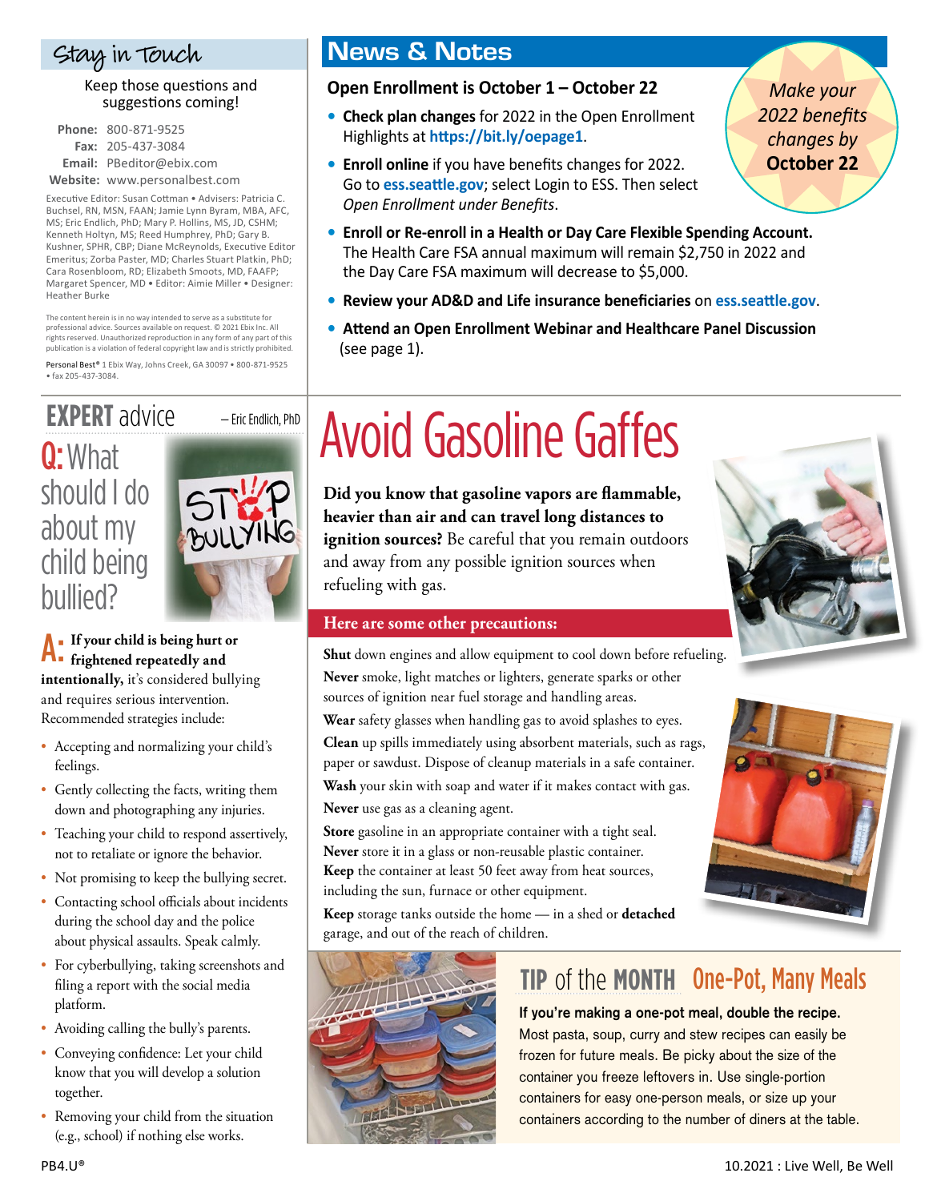## Stay in Touch

Keep those questions and suggestions coming!

**Phone:** 800-871-9525
**Fax:** 205-437-3084
**Email:** PBeditor@ebix.com
**Website:** www.personalbest.com

Executive Editor: Susan Cottman • Advisers: Patricia C. Buchsel, RN, MSN, FAAN; Jamie Lynn Byram, MBA, AFC, MS; Eric Endlich, PhD; Mary P. Hollins, MS, JD, CSHM; Kenneth Holtyn, MS; Reed Humphrey, PhD; Gary B. Kushner, SPHR, CBP; Diane McReynolds, Executive Editor Emeritus; Zorba Paster, MD; Charles Stuart Platkin, PhD; Cara Rosenbloom, RD; Elizabeth Smoots, MD, FAAFP; Margaret Spencer, MD • Editor: Aimie Miller • Designer: Heather Burke

The content herein is in no way intended to serve as a substitute for professional advice. Sources available on request. © 2021 Ebix Inc. All rights reserved. Unauthorized reproduction in any form of any part of this publication is a violation of federal copyright law and is strictly prohibited.

Personal Best® 1 Ebix Way, Johns Creek, GA 30097 • 800-871-9525 • fax 205-437-3084.

## News & Notes

### Open Enrollment is October 1 – October 22

*Make your 2022 benefits changes by* **October 22**

- **Check plan changes** for 2022 in the Open Enrollment Highlights at **https://bit.ly/oepage1**.
- **Enroll online** if you have benefits changes for 2022. Go to **ess.seattle.gov**; select Login to ESS. Then select *Open Enrollment under Benefits*.
- **Enroll or Re-enroll in a Health or Day Care Flexible Spending Account.** The Health Care FSA annual maximum will remain $2,750 in 2022 and the Day Care FSA maximum will decrease to $5,000.
- **Review your AD&D and Life insurance beneficiaries** on **ess.seattle.gov**.
- **Attend an Open Enrollment Webinar and Healthcare Panel Discussion** (see page 1).

## EXPERT advice

– Eric Endlich, PhD

**Q:** What should I do about my child being bullied?

**A: If your child is being hurt or frightened repeatedly and intentionally,** it's considered bullying and requires serious intervention. Recommended strategies include:

- Accepting and normalizing your child's feelings.
- Gently collecting the facts, writing them down and photographing any injuries.
- Teaching your child to respond assertively, not to retaliate or ignore the behavior.
- Not promising to keep the bullying secret.
- Contacting school officials about incidents during the school day and the police about physical assaults. Speak calmly.
- For cyberbullying, taking screenshots and filing a report with the social media platform.
- Avoiding calling the bully's parents.
- Conveying confidence: Let your child know that you will develop a solution together.
- Removing your child from the situation (e.g., school) if nothing else works.

# Avoid Gasoline Gaffes

**Did you know that gasoline vapors are flammable, heavier than air and can travel long distances to ignition sources?** Be careful that you remain outdoors and away from any possible ignition sources when refueling with gas.

### Here are some other precautions:

**Shut** down engines and allow equipment to cool down before refueling.
**Never** smoke, light matches or lighters, generate sparks or other sources of ignition near fuel storage and handling areas.
**Wear** safety glasses when handling gas to avoid splashes to eyes.
**Clean** up spills immediately using absorbent materials, such as rags, paper or sawdust. Dispose of cleanup materials in a safe container.
**Wash** your skin with soap and water if it makes contact with gas.
**Never** use gas as a cleaning agent.
**Store** gasoline in an appropriate container with a tight seal.
**Never** store it in a glass or non-reusable plastic container.
**Keep** the container at least 50 feet away from heat sources, including the sun, furnace or other equipment.
**Keep** storage tanks outside the home — in a shed or **detached** garage, and out of the reach of children.

## TIP of the MONTH One-Pot, Many Meals

**If you're making a one-pot meal, double the recipe.** Most pasta, soup, curry and stew recipes can easily be frozen for future meals. Be picky about the size of the container you freeze leftovers in. Use single-portion containers for easy one-person meals, or size up your containers according to the number of diners at the table.